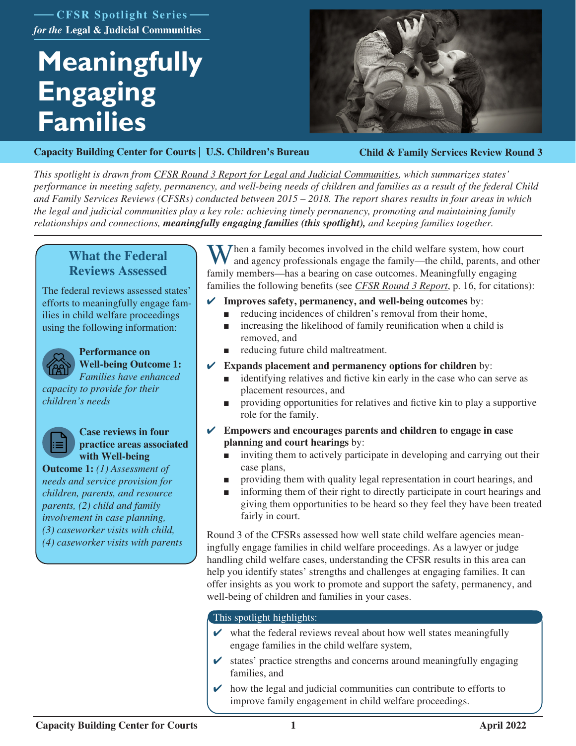CFSR Spotlight Series
*for the* **Legal & Judicial Communities**

# Meaningfully Engaging Families

**Capacity Building Center for Courts | U.S. Children's Bureau** **Child & Family Services Review Round 3**

*This spotlight is drawn from CFSR Round 3 Report for Legal and Judicial Communities, which summarizes states' performance in meeting safety, permanency, and well-being needs of children and families as a result of the federal Child and Family Services Reviews (CFSRs) conducted between 2015 – 2018. The report shares results in four areas in which the legal and judicial communities play a key role: achieving timely permanency, promoting and maintaining family relationships and connections,* ***meaningfully engaging families (this spotlight),*** *and keeping families together.*

## What the Federal Reviews Assessed

The federal reviews assessed states' efforts to meaningfully engage families in child welfare proceedings using the following information:

**Performance on Well-being Outcome 1:** *Families have enhanced capacity to provide for their children's needs*

**Case reviews in four practice areas associated with Well-being Outcome 1:** *(1) Assessment of needs and service provision for children, parents, and resource parents, (2) child and family involvement in case planning, (3) caseworker visits with child, (4) caseworker visits with parents*

When a family becomes involved in the child welfare system, how court and agency professionals engage the family—the child, parents, and other family members—has a bearing on case outcomes. Meaningfully engaging families the following benefits (see *CFSR Round 3 Report*, p. 16, for citations):

- ✔ **Improves safety, permanency, and well-being outcomes** by:
  - reducing incidences of children's removal from their home,
  - increasing the likelihood of family reunification when a child is removed, and
  - reducing future child maltreatment.
- ✔ **Expands placement and permanency options for children** by:
  - identifying relatives and fictive kin early in the case who can serve as placement resources, and
  - providing opportunities for relatives and fictive kin to play a supportive role for the family.
- ✔ **Empowers and encourages parents and children to engage in case planning and court hearings** by:
  - inviting them to actively participate in developing and carrying out their case plans,
  - providing them with quality legal representation in court hearings, and
  - informing them of their right to directly participate in court hearings and giving them opportunities to be heard so they feel they have been treated fairly in court.

Round 3 of the CFSRs assessed how well state child welfare agencies meaningfully engage families in child welfare proceedings. As a lawyer or judge handling child welfare cases, understanding the CFSR results in this area can help you identify states' strengths and challenges at engaging families. It can offer insights as you work to promote and support the safety, permanency, and well-being of children and families in your cases.

**This spotlight highlights:**

- ✔ what the federal reviews reveal about how well states meaningfully engage families in the child welfare system,
- ✔ states' practice strengths and concerns around meaningfully engaging families, and
- ✔ how the legal and judicial communities can contribute to efforts to improve family engagement in child welfare proceedings.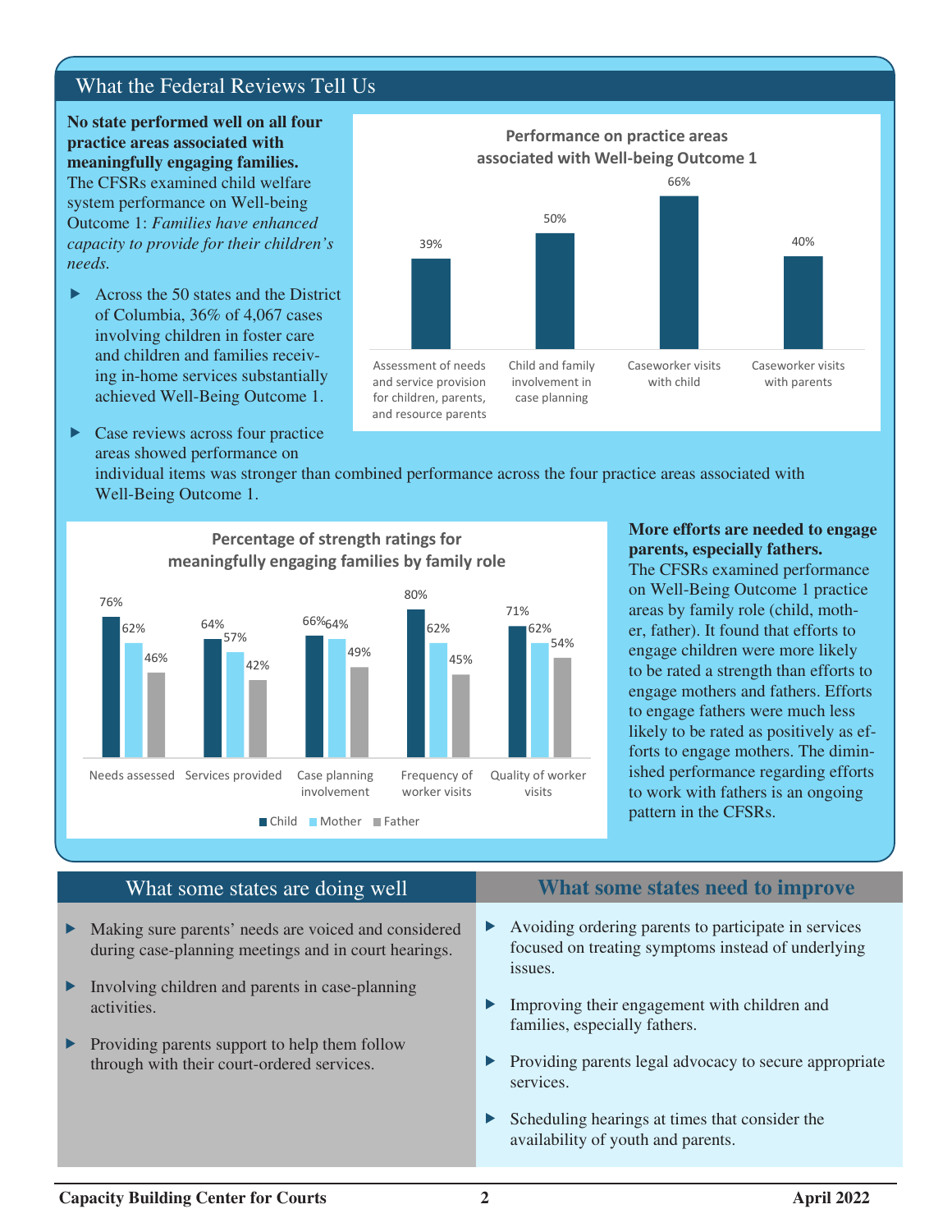## What the Federal Reviews Tell Us

**No state performed well on all four practice areas associated with meaningfully engaging families.** The CFSRs examined child welfare system performance on Well-being Outcome 1: *Families have enhanced capacity to provide for their children's needs.*

- Across the 50 states and the District of Columbia, 36% of 4,067 cases involving children in foster care and children and families receiving in-home services substantially achieved Well-Being Outcome 1.
- Case reviews across four practice areas showed performance on individual items was stronger than combined performance across the four practice areas associated with Well-Being Outcome 1.

**Performance on practice areas associated with Well-being Outcome 1**

| Practice area | Performance |
|---|---|
| Assessment of needs and service provision for children, parents, and resource parents | 39% |
| Child and family involvement in case planning | 50% |
| Caseworker visits with child | 66% |
| Caseworker visits with parents | 40% |

**Percentage of strength ratings for meaningfully engaging families by family role**

| | Child | Mother | Father |
|---|---|---|---|
| Needs assessed | 76% | 62% | 46% |
| Services provided | 64% | 57% | 42% |
| Case planning involvement | 66% | 64% | 49% |
| Frequency of worker visits | 80% | 62% | 45% |
| Quality of worker visits | 71% | 62% | 54% |

**More efforts are needed to engage parents, especially fathers.** The CFSRs examined performance on Well-Being Outcome 1 practice areas by family role (child, mother, father). It found that efforts to engage children were more likely to be rated a strength than efforts to engage mothers and fathers. Efforts to engage fathers were much less likely to be rated as positively as efforts to engage mothers. The diminished performance regarding efforts to work with fathers is an ongoing pattern in the CFSRs.

## What some states are doing well

- Making sure parents' needs are voiced and considered during case-planning meetings and in court hearings.
- Involving children and parents in case-planning activities.
- Providing parents support to help them follow through with their court-ordered services.

## What some states need to improve

- Avoiding ordering parents to participate in services focused on treating symptoms instead of underlying issues.
- Improving their engagement with children and families, especially fathers.
- Providing parents legal advocacy to secure appropriate services.
- Scheduling hearings at times that consider the availability of youth and parents.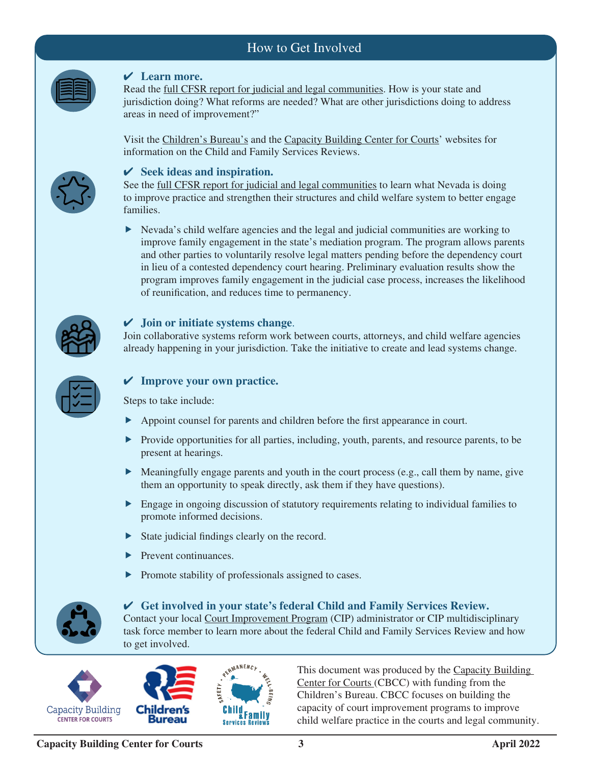## How to Get Involved

✔ **Learn more.**

Read the full CFSR report for judicial and legal communities. How is your state and jurisdiction doing? What reforms are needed? What are other jurisdictions doing to address areas in need of improvement?"

Visit the Children's Bureau's and the Capacity Building Center for Courts' websites for information on the Child and Family Services Reviews.

✔ **Seek ideas and inspiration.**

See the full CFSR report for judicial and legal communities to learn what Nevada is doing to improve practice and strengthen their structures and child welfare system to better engage families.

- Nevada's child welfare agencies and the legal and judicial communities are working to improve family engagement in the state's mediation program. The program allows parents and other parties to voluntarily resolve legal matters pending before the dependency court in lieu of a contested dependency court hearing. Preliminary evaluation results show the program improves family engagement in the judicial case process, increases the likelihood of reunification, and reduces time to permanency.

✔ **Join or initiate systems change**.

Join collaborative systems reform work between courts, attorneys, and child welfare agencies already happening in your jurisdiction. Take the initiative to create and lead systems change.

✔ **Improve your own practice.**

Steps to take include:

- Appoint counsel for parents and children before the first appearance in court.
- Provide opportunities for all parties, including, youth, parents, and resource parents, to be present at hearings.
- Meaningfully engage parents and youth in the court process (e.g., call them by name, give them an opportunity to speak directly, ask them if they have questions).
- Engage in ongoing discussion of statutory requirements relating to individual families to promote informed decisions.
- State judicial findings clearly on the record.
- Prevent continuances.
- Promote stability of professionals assigned to cases.

✔ **Get involved in your state's federal Child and Family Services Review.**

Contact your local Court Improvement Program (CIP) administrator or CIP multidisciplinary task force member to learn more about the federal Child and Family Services Review and how to get involved.

This document was produced by the Capacity Building Center for Courts (CBCC) with funding from the Children's Bureau. CBCC focuses on building the capacity of court improvement programs to improve child welfare practice in the courts and legal community.